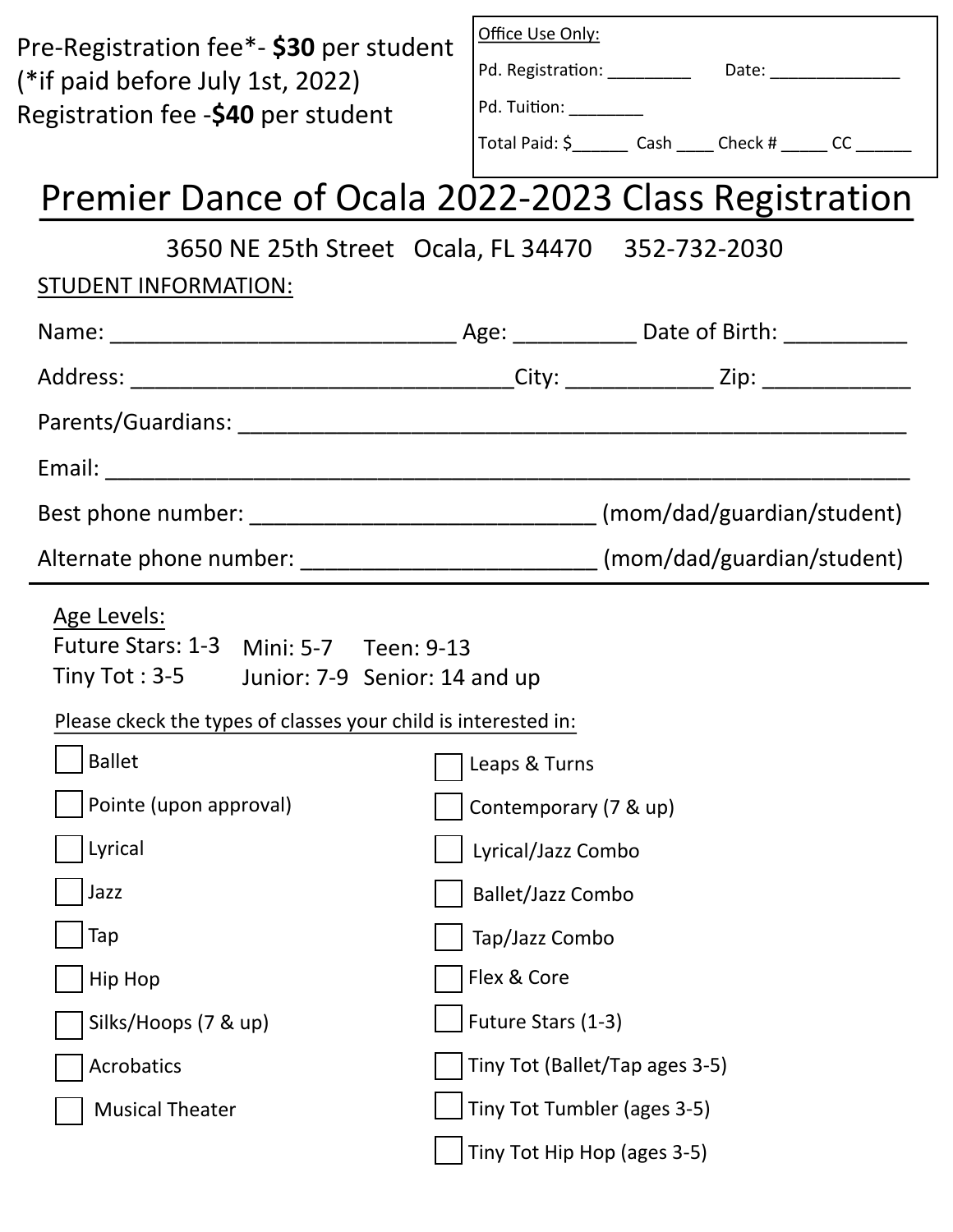Pre-Registration fee*- **$30** per student
(*if paid before July 1st, 2022)
Registration fee -**$40** per student

Office Use Only:

Pd. Registration: _________ Date: ______________

Pd. Tuition: ________

Total Paid: $______ Cash ____ Check # _____ CC ______

# Premier Dance of Ocala 2022-2023 Class Registration

3650 NE 25th Street Ocala, FL 34470 352-732-2030

STUDENT INFORMATION:

Name: ____________________________ Age: __________ Date of Birth: __________

Address: _______________________________City: ____________ Zip: ____________

Parents/Guardians: ___________________________________________________

Email: ______________________________________________________________

Best phone number: ____________________________ (mom/dad/guardian/student)

Alternate phone number: ________________________ (mom/dad/guardian/student)

Age Levels:

Future Stars: 1-3 Mini: 5-7 Teen: 9-13
Tiny Tot : 3-5 Junior: 7-9 Senior: 14 and up

Please ckeck the types of classes your child is interested in:

- ☐ Ballet
- ☐ Pointe (upon approval)
- ☐ Lyrical
- ☐ Jazz
- ☐ Tap
- ☐ Hip Hop
- ☐ Silks/Hoops (7 & up)
- ☐ Acrobatics
- ☐ Musical Theater
- ☐ Leaps & Turns
- ☐ Contemporary (7 & up)
- ☐ Lyrical/Jazz Combo
- ☐ Ballet/Jazz Combo
- ☐ Tap/Jazz Combo
- ☐ Flex & Core
- ☐ Future Stars (1-3)
- ☐ Tiny Tot (Ballet/Tap ages 3-5)
- ☐ Tiny Tot Tumbler (ages 3-5)
- ☐ Tiny Tot Hip Hop (ages 3-5)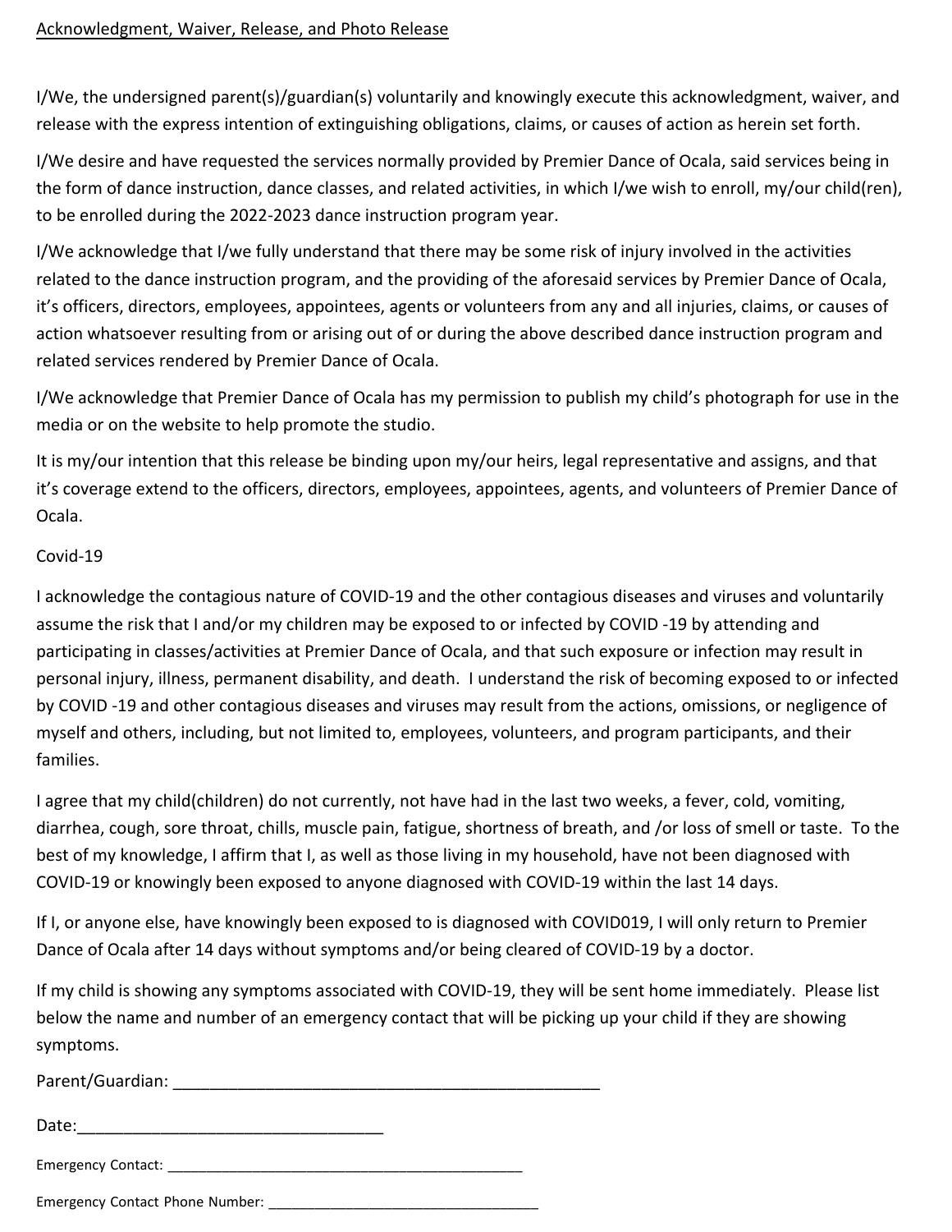Acknowledgment, Waiver, Release, and Photo Release

I/We, the undersigned parent(s)/guardian(s) voluntarily and knowingly execute this acknowledgment, waiver, and release with the express intention of extinguishing obligations, claims, or causes of action as herein set forth.

I/We desire and have requested the services normally provided by Premier Dance of Ocala, said services being in the form of dance instruction, dance classes, and related activities, in which I/we wish to enroll, my/our child(ren), to be enrolled during the 2022-2023 dance instruction program year.

I/We acknowledge that I/we fully understand that there may be some risk of injury involved in the activities related to the dance instruction program, and the providing of the aforesaid services by Premier Dance of Ocala, it's officers, directors, employees, appointees, agents or volunteers from any and all injuries, claims, or causes of action whatsoever resulting from or arising out of or during the above described dance instruction program and related services rendered by Premier Dance of Ocala.

I/We acknowledge that Premier Dance of Ocala has my permission to publish my child's photograph for use in the media or on the website to help promote the studio.

It is my/our intention that this release be binding upon my/our heirs, legal representative and assigns, and that it's coverage extend to the officers, directors, employees, appointees, agents, and volunteers of Premier Dance of Ocala.

Covid-19

I acknowledge the contagious nature of COVID-19 and the other contagious diseases and viruses and voluntarily assume the risk that I and/or my children may be exposed to or infected by COVID -19 by attending and participating in classes/activities at Premier Dance of Ocala, and that such exposure or infection may result in personal injury, illness, permanent disability, and death. I understand the risk of becoming exposed to or infected by COVID -19 and other contagious diseases and viruses may result from the actions, omissions, or negligence of myself and others, including, but not limited to, employees, volunteers, and program participants, and their families.

I agree that my child(children) do not currently, not have had in the last two weeks, a fever, cold, vomiting, diarrhea, cough, sore throat, chills, muscle pain, fatigue, shortness of breath, and /or loss of smell or taste. To the best of my knowledge, I affirm that I, as well as those living in my household, have not been diagnosed with COVID-19 or knowingly been exposed to anyone diagnosed with COVID-19 within the last 14 days.

If I, or anyone else, have knowingly been exposed to is diagnosed with COVID019, I will only return to Premier Dance of Ocala after 14 days without symptoms and/or being cleared of COVID-19 by a doctor.

If my child is showing any symptoms associated with COVID-19, they will be sent home immediately. Please list below the name and number of an emergency contact that will be picking up your child if they are showing symptoms.

Parent/Guardian: ______________________________________________

Date:________________________________

Emergency Contact: ____________________________________________

Emergency Contact Phone Number: ________________________________